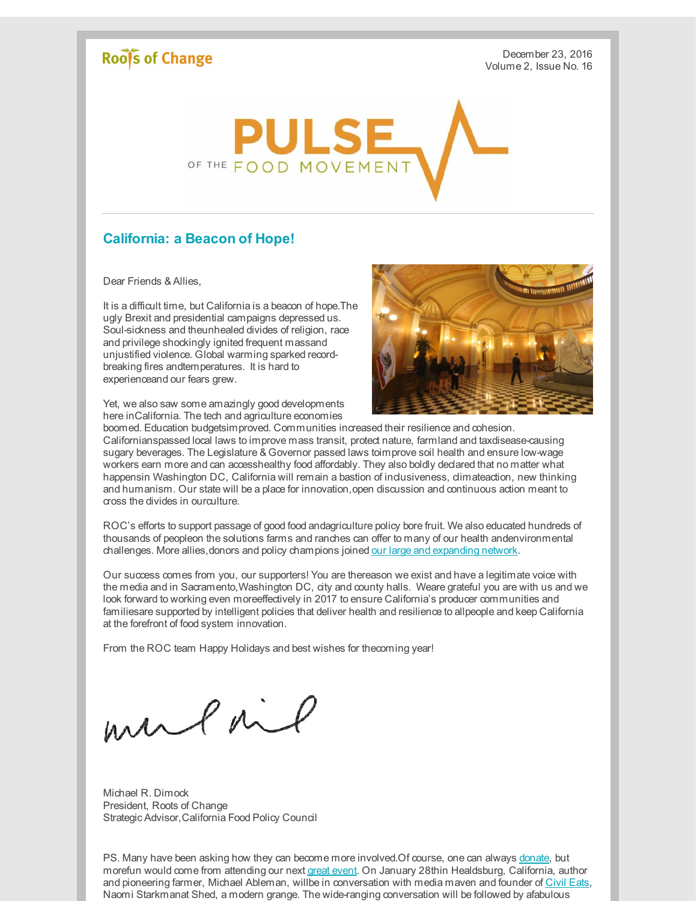Roots of Change

December 23, 2016
Volume 2, Issue No. 16

PULSE OF THE FOOD MOVEMENT

## California: a Beacon of Hope!

Dear Friends & Allies,

It is a difficult time, but California is a beacon of hope.The ugly Brexit and presidential campaigns depressed us. Soul-sickness and theunhealed divides of religion, race and privilege shockingly ignited frequent massand unjustified violence. Global warming sparked record-breaking fires andtemperatures. It is hard to experienceand our fears grew.

Yet, we also saw some amazingly good developments here inCalifornia. The tech and agriculture economies boomed. Education budgetsimproved. Communities increased their resilience and cohesion. Californianspassed local laws to improve mass transit, protect nature, farmland and taxdisease-causing sugary beverages. The Legislature & Governor passed laws toimprove soil health and ensure low-wage workers earn more and can accesshealthy food affordably. They also boldly declared that no matter what happensin Washington DC, California will remain a bastion of inclusiveness, climateaction, new thinking and humanism. Our state will be a place for innovation,open discussion and continuous action meant to cross the divides in ourculture.

ROC's efforts to support passage of good food andagriculture policy bore fruit. We also educated hundreds of thousands of peopleon the solutions farms and ranches can offer to many of our health andenvironmental challenges. More allies,donors and policy champions joined [our large and expanding network](#).

Our success comes from you, our supporters! You are thereason we exist and have a legitimate voice with the media and in Sacramento,Washington DC, city and county halls. Weare grateful you are with us and we look forward to working even moreeffectively in 2017 to ensure California's producer communities and familiesare supported by intelligent policies that deliver health and resilience to allpeople and keep California at the forefront of food system innovation.

From the ROC team Happy Holidays and best wishes for thecoming year!

Michael R. Dimock
President, Roots of Change
Strategic Advisor,California Food Policy Council

PS. Many have been asking how they can become more involved.Of course, one can always [donate](#), but morefun would come from attending our next [great event](#). On January 28thin Healdsburg, California, author and pioneering farmer, Michael Ableman, willbe in conversation with media maven and founder of [Civil Eats](#), Naomi Starkmanat Shed, a modern grange. The wide-ranging conversation will be followed by afabulous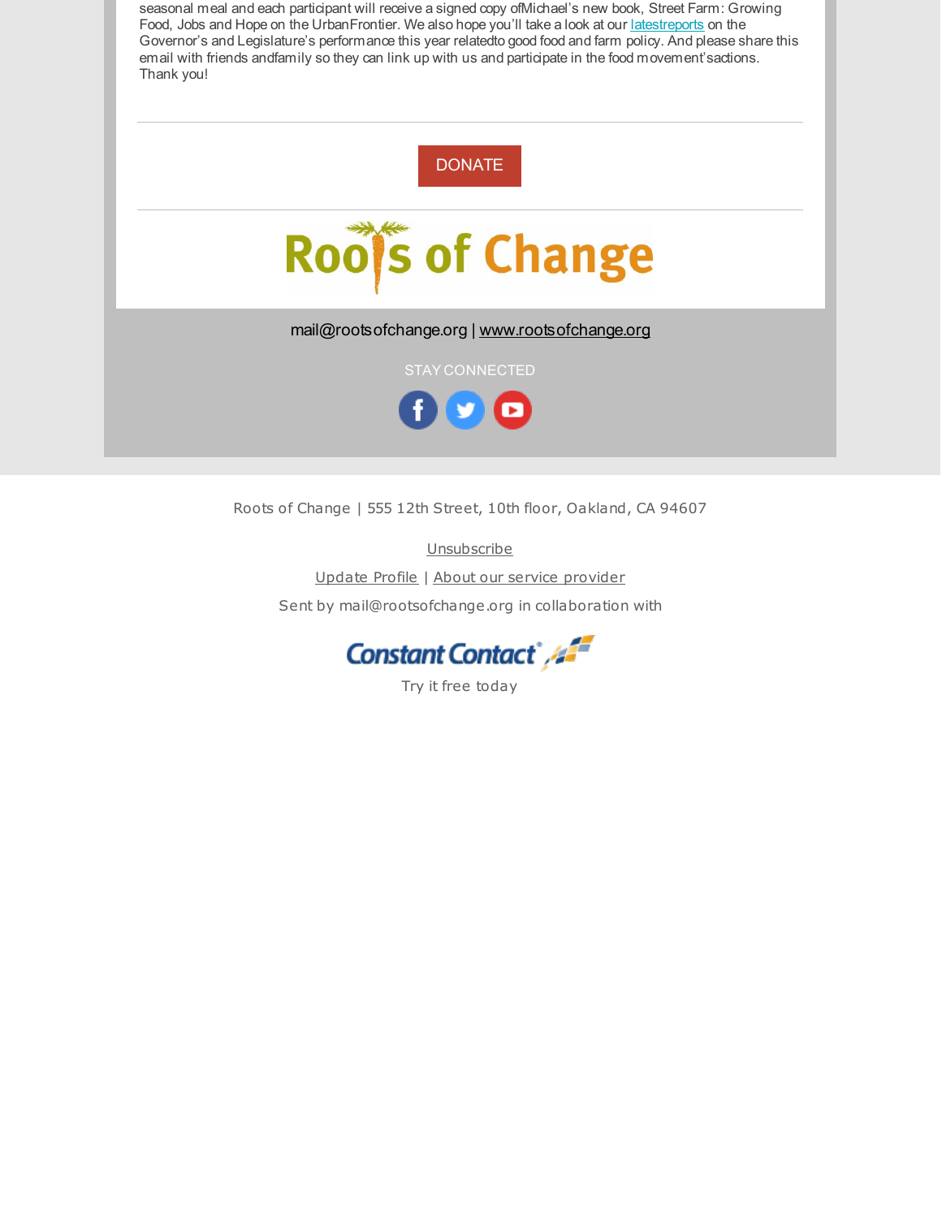seasonal meal and each participant will receive a signed copy ofMichael's new book, Street Farm: Growing Food, Jobs and Hope on the UrbanFrontier. We also hope you'll take a look at our latestreports on the Governor's and Legislature's performance this year relatedto good food and farm policy. And please share this email with friends andfamily so they can link up with us and participate in the food movement'sactions. Thank you!

---

DONATE

---

Roots of Change

mail@rootsofchange.org | www.rootsofchange.org

STAY CONNECTED

Roots of Change | 555 12th Street, 10th floor, Oakland, CA 94607

Unsubscribe

Update Profile | About our service provider

Sent by mail@rootsofchange.org in collaboration with

Constant Contact®

Try it free today